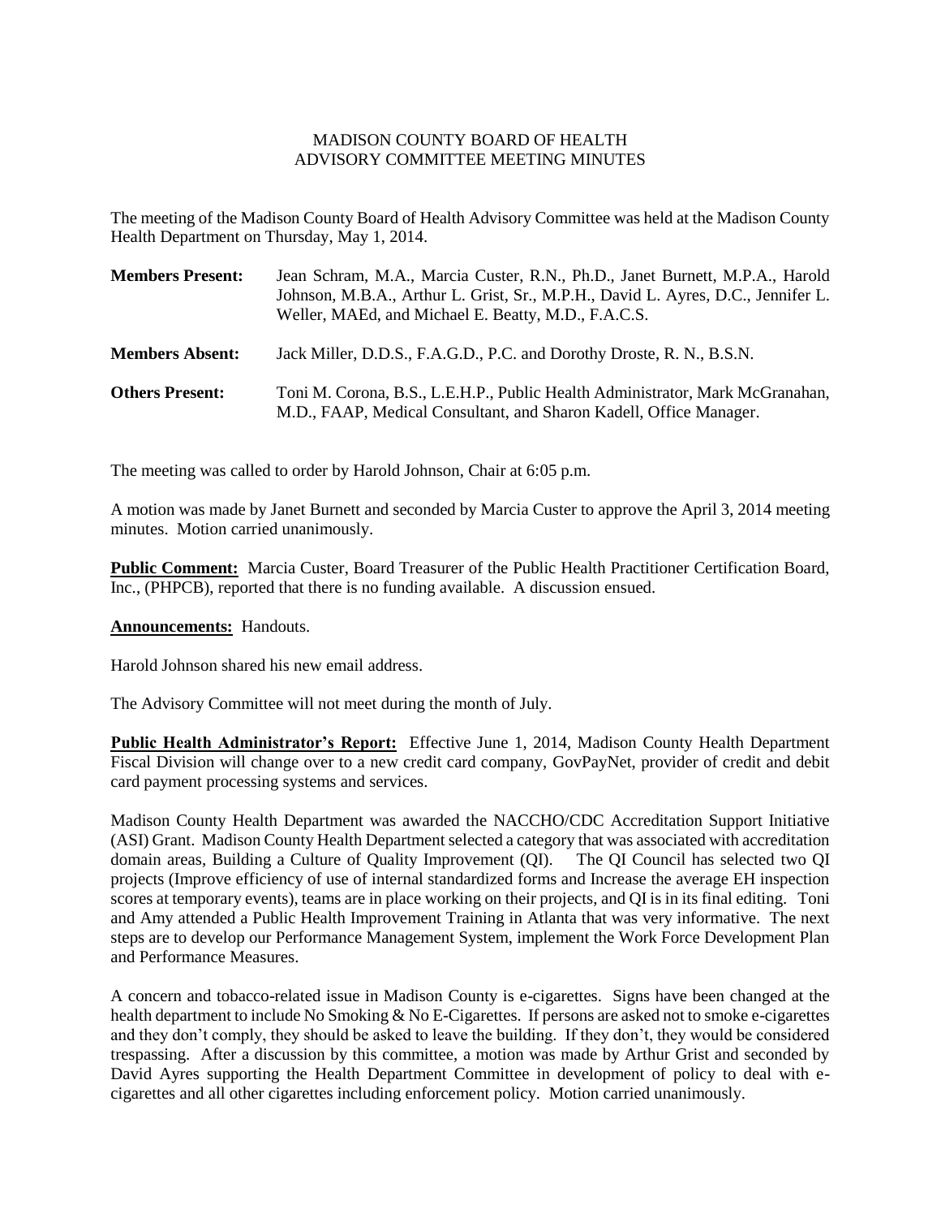# MADISON COUNTY BOARD OF HEALTH
## ADVISORY COMMITTEE MEETING MINUTES

The meeting of the Madison County Board of Health Advisory Committee was held at the Madison County Health Department on Thursday, May 1, 2014.

**Members Present:** Jean Schram, M.A., Marcia Custer, R.N., Ph.D., Janet Burnett, M.P.A., Harold Johnson, M.B.A., Arthur L. Grist, Sr., M.P.H., David L. Ayres, D.C., Jennifer L. Weller, MAEd, and Michael E. Beatty, M.D., F.A.C.S.

**Members Absent:** Jack Miller, D.D.S., F.A.G.D., P.C. and Dorothy Droste, R. N., B.S.N.

**Others Present:** Toni M. Corona, B.S., L.E.H.P., Public Health Administrator, Mark McGranahan, M.D., FAAP, Medical Consultant, and Sharon Kadell, Office Manager.

The meeting was called to order by Harold Johnson, Chair at 6:05 p.m.

A motion was made by Janet Burnett and seconded by Marcia Custer to approve the April 3, 2014 meeting minutes. Motion carried unanimously.

**Public Comment:** Marcia Custer, Board Treasurer of the Public Health Practitioner Certification Board, Inc., (PHPCB), reported that there is no funding available. A discussion ensued.

**Announcements:** Handouts.

Harold Johnson shared his new email address.

The Advisory Committee will not meet during the month of July.

**Public Health Administrator's Report:** Effective June 1, 2014, Madison County Health Department Fiscal Division will change over to a new credit card company, GovPayNet, provider of credit and debit card payment processing systems and services.

Madison County Health Department was awarded the NACCHO/CDC Accreditation Support Initiative (ASI) Grant. Madison County Health Department selected a category that was associated with accreditation domain areas, Building a Culture of Quality Improvement (QI). The QI Council has selected two QI projects (Improve efficiency of use of internal standardized forms and Increase the average EH inspection scores at temporary events), teams are in place working on their projects, and QI is in its final editing. Toni and Amy attended a Public Health Improvement Training in Atlanta that was very informative. The next steps are to develop our Performance Management System, implement the Work Force Development Plan and Performance Measures.

A concern and tobacco-related issue in Madison County is e-cigarettes. Signs have been changed at the health department to include No Smoking & No E-Cigarettes. If persons are asked not to smoke e-cigarettes and they don't comply, they should be asked to leave the building. If they don't, they would be considered trespassing. After a discussion by this committee, a motion was made by Arthur Grist and seconded by David Ayres supporting the Health Department Committee in development of policy to deal with e-cigarettes and all other cigarettes including enforcement policy. Motion carried unanimously.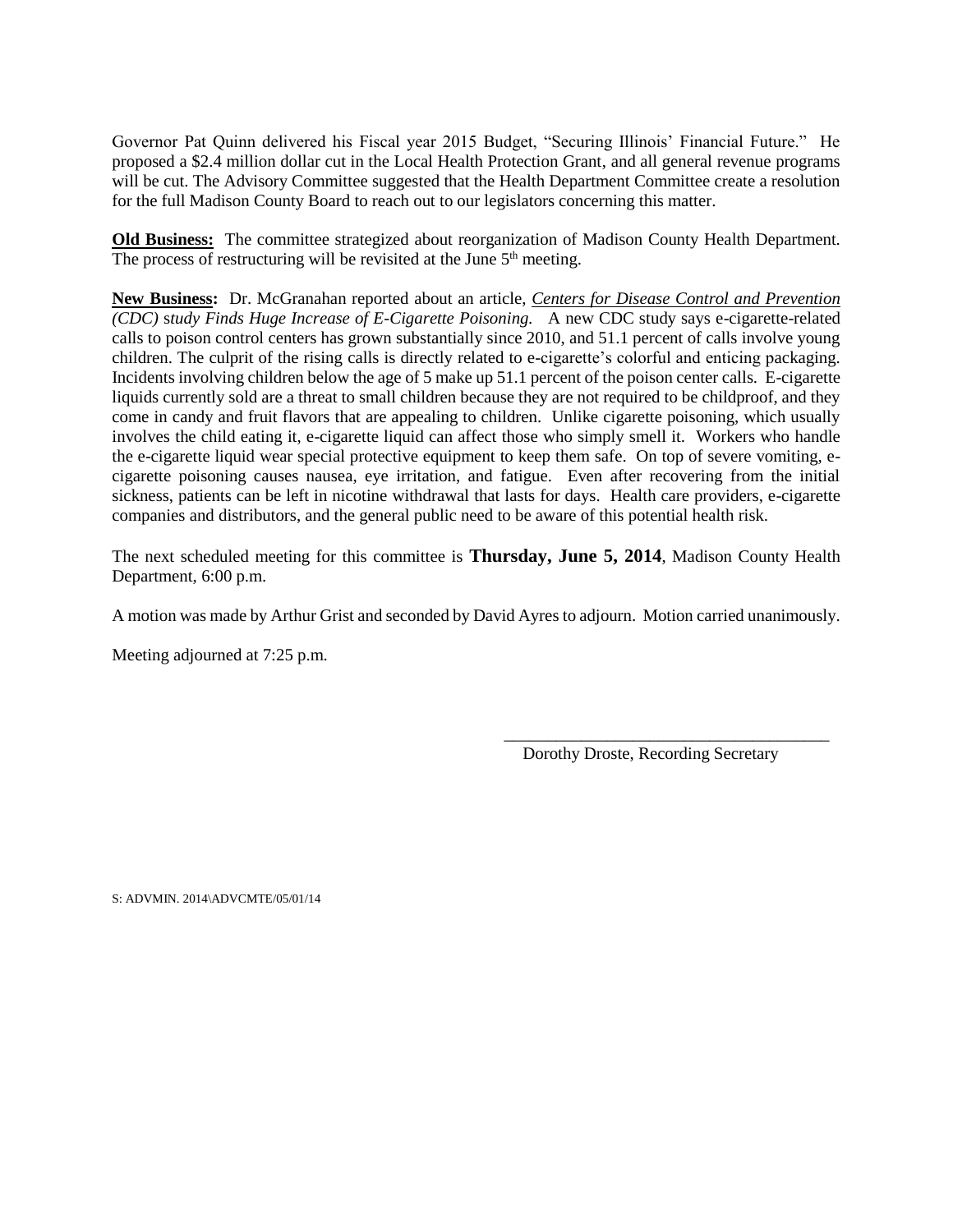Governor Pat Quinn delivered his Fiscal year 2015 Budget, "Securing Illinois' Financial Future." He proposed a $2.4 million dollar cut in the Local Health Protection Grant, and all general revenue programs will be cut. The Advisory Committee suggested that the Health Department Committee create a resolution for the full Madison County Board to reach out to our legislators concerning this matter.

**Old Business:** The committee strategized about reorganization of Madison County Health Department. The process of restructuring will be revisited at the June 5th meeting.

**New Business:** Dr. McGranahan reported about an article, *Centers for Disease Control and Prevention (CDC) study Finds Huge Increase of E-Cigarette Poisoning.* A new CDC study says e-cigarette-related calls to poison control centers has grown substantially since 2010, and 51.1 percent of calls involve young children. The culprit of the rising calls is directly related to e-cigarette's colorful and enticing packaging. Incidents involving children below the age of 5 make up 51.1 percent of the poison center calls. E-cigarette liquids currently sold are a threat to small children because they are not required to be childproof, and they come in candy and fruit flavors that are appealing to children. Unlike cigarette poisoning, which usually involves the child eating it, e-cigarette liquid can affect those who simply smell it. Workers who handle the e-cigarette liquid wear special protective equipment to keep them safe. On top of severe vomiting, e-cigarette poisoning causes nausea, eye irritation, and fatigue. Even after recovering from the initial sickness, patients can be left in nicotine withdrawal that lasts for days. Health care providers, e-cigarette companies and distributors, and the general public need to be aware of this potential health risk.

The next scheduled meeting for this committee is **Thursday, June 5, 2014**, Madison County Health Department, 6:00 p.m.

A motion was made by Arthur Grist and seconded by David Ayres to adjourn. Motion carried unanimously.

Meeting adjourned at 7:25 p.m.

\_\_\_\_\_\_\_\_\_\_\_\_\_\_\_\_\_\_\_\_\_\_\_\_\_\_\_\_\_\_\_\_\_\_\_\_\_\_\_\_

Dorothy Droste, Recording Secretary

S: ADVMIN. 2014\ADVCMTE/05/01/14